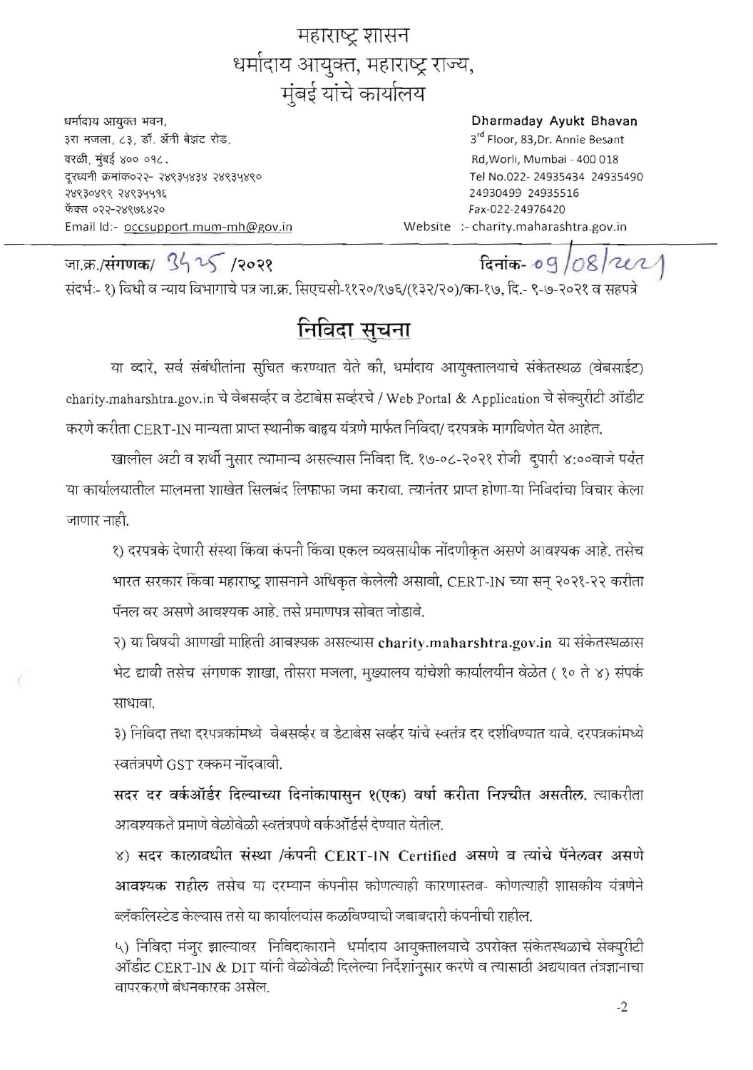# महाराष्ट्र शासन
# धर्मादाय आयुक्त, महाराष्ट्र राज्य,
# मुंबई यांचे कार्यालय

धर्मादाय आयुक्त भवन,
३रा मजला, ८३, डॉ. ॲनी बेझंट रोड,
वरळी, मुंबई ४०० ०१८.
दूरध्वनी क्रमांक०२२- २४९३५४३४ २४९३५४९०
२४९३०४९९ २४९३५५१६
फॅक्स ०२२-२४९७६४२०
Email Id:- occsupport.mum-mh@gov.in

**Dharmaday Ayukt Bhavan**
3rd Floor, 83,Dr. Annie Besant
Rd,Worli, Mumbai - 400 018
Tel No.022- 24935434 24935490
24930499 24935516
Fax-022-24976420
Website :- charity.maharashtra.gov.in

---

जा.क्र./**संगणक**/ 3425 /२०२१ दिनांक- 09/08/2021

संदर्भ:- १) विधी व न्याय विभागाचे पत्र जा.क्र. सिएचसी-११२०/१७६/(१३२/२०)/का-१७, दि.- ९-७-२०२१ व सहपत्रे

## निविदा सुचना

या व्दारे, सर्व संबंधीतांना सुचित करण्यात येते की, धर्मादाय आयुक्तालयाचे संकेतस्थळ (वेबसाईट) charity.maharshtra.gov.in चे वेबसर्व्हर व डेटाबेस सर्व्हरचे / Web Portal & Application चे सेक्युरीटी ऑडीट करणे करीता CERT-IN मान्यता प्राप्त स्थानीक बाह्य यंत्रणे मार्फत निविदा/ दरपत्रके मागविणेत येत आहेत.

खालील अटी व शर्थी नुसार त्यामान्य असल्यास निविदा दि. १७-०८-२०२१ रोजी दुपारी ४:००वाजे पर्यंत या कार्यालयातील मालमत्ता शाखेत सिलबंद लिफाफा जमा करावा. त्यानंतर प्राप्त होणा-या निविदांचा विचार केला जाणार नाही.

१) दरपत्रके देणारी संस्था किंवा कंपनी किंवा एकल व्यवसायीक नोंदणीकृत असणे आवश्यक आहे. तसेच भारत सरकार किंवा महाराष्ट्र शासनाने अधिकृत केलेली असावी, CERT-IN च्या सन् २०२१-२२ करीता पॅनल वर असणे आवश्यक आहे. तसे प्रमाणपत्र सोबत जोडावे.

२) या विषयी आणखी माहिती आवश्यक असल्यास **charity.maharshtra.gov.in** या संकेतस्थळास भेट द्यावी तसेच संगणक शाखा, तीसरा मजला, मुख्यालय यांचेशी कार्यालयीन वेळेत ( १० ते ४) संपर्क साधावा.

३) निविदा तथा दरपत्रकांमध्ये वेबसर्व्हर व डेटाबेस सर्व्हर यांचे स्वतंत्र दर दर्शविण्यात यावे. दरपत्रकांमध्ये स्वतंत्रपणे GST रक्कम नोंदवावी.

**सदर दर वर्कऑर्डर दिल्याच्या दिनांकापासुन १(एक) वर्षा करीता निश्चीत असतील.** त्याकरीता आवश्यकते प्रमाणे वेळोवेळी स्वतंत्रपणे वर्कऑर्डर्स देण्यात येतील.

४) **सदर कालावधीत संस्था /कंपनी CERT-IN Certified असणे व त्यांचे पॅनेलवर असणे आवश्यक राहील** तसेच या दरम्यान कंपनीस कोणत्याही कारणास्तव- कोणत्याही शासकीय यंत्रणेने ब्लॅकलिस्टेड केल्यास तसे या कार्यालयांस कळविण्याची जबाबदारी कंपनीची राहील.

५) निविदा मंजुर झाल्यावर निविदाकाराने धर्मादाय आयुक्तालयाचे उपरोक्त संकेतस्थळाचे सेक्युरीटी ऑडीट CERT-IN & DIT यांनी वेळोवेळी दिलेल्या निर्देशांनुसार करणे व त्यासाठी अद्ययावत तंत्रज्ञानाचा वापरकरणे बंधनकारक असेल.

-2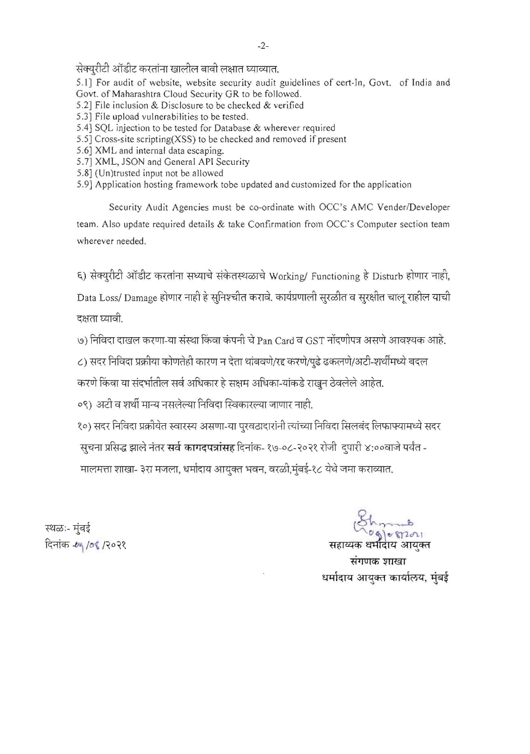सेक्युरीटी ऑडीट करतांना खालील बाबी लक्षात घ्याव्यात.

5.1] For audit of website, website security audit guidelines of cert-In, Govt. of India and Govt. of Maharashtra Cloud Security GR to be followed.
5.2] File inclusion & Disclosure to be checked & verified
5.3] File upload vulnerabilities to be tested.
5.4] SQL injection to be tested for Database & wherever required
5.5] Cross-site scripting(XSS) to be checked and removed if present
5.6] XML and internal data escaping.
5.7] XML, JSON and General API Security
5.8] (Un)trusted input not be allowed
5.9] Application hosting framework tobe updated and customized for the application

Security Audit Agencies must be co-ordinate with OCC's AMC Vender/Developer team. Also update required details & take Confirmation from OCC's Computer section team wherever needed.

६) सेक्युरीटी ऑडीट करतांना सध्याचे संकेतस्थळाचे Working/ Functioning हे Disturb होणार नाही, Data Loss/ Damage होणार नाही हे सुनिश्चीत करावे. कार्यप्रणाली सुरळीत व सुरक्षीत चालू राहील याची दक्षता घ्यावी.

७) निविदा दाखल करणा-या संस्था किंवा कंपनी चे Pan Card व GST नोंदणीपत्र असणे आवश्यक आहे.

८) सदर निविदा प्रक्रीया कोणतेही कारण न देता थांबवणे/रद्द करणे/पुढे ढकलणे/अटी-शर्थीमध्ये बदल करणे किंवा या संदर्भातील सर्व अधिकार हे सक्षम अधिका-यांकडे राखुन ठेवलेले आहेत.

०९) अटी व शर्थी मान्य नसलेल्या निविदा स्विकारल्या जाणार नाही.

१०) सदर निविदा प्रक्रीयेत स्वारस्य असणा-या पुरवठादारांनी त्यांच्या निविदा सिलबंद लिफाफ्यामध्ये सदर सुचना प्रसिद्ध झाले नंतर **सर्व कागदपत्रांसह** दिनांक- १७-०८-२०२१ रोजी दुपारी ४:००वाजे पर्यंत - मालमत्ता शाखा- ३रा मजला, धर्मादाय आयुक्त भवन, वरळी,मुंबई-१८ येथे जमा कराव्यात.

स्थळ:- मुंबई
दिनांक ०५/०८/२०२१

सहाय्यक धर्मादाय आयुक्त
संगणक शाखा
धर्मादाय आयुक्त कार्यालय, मुंबई